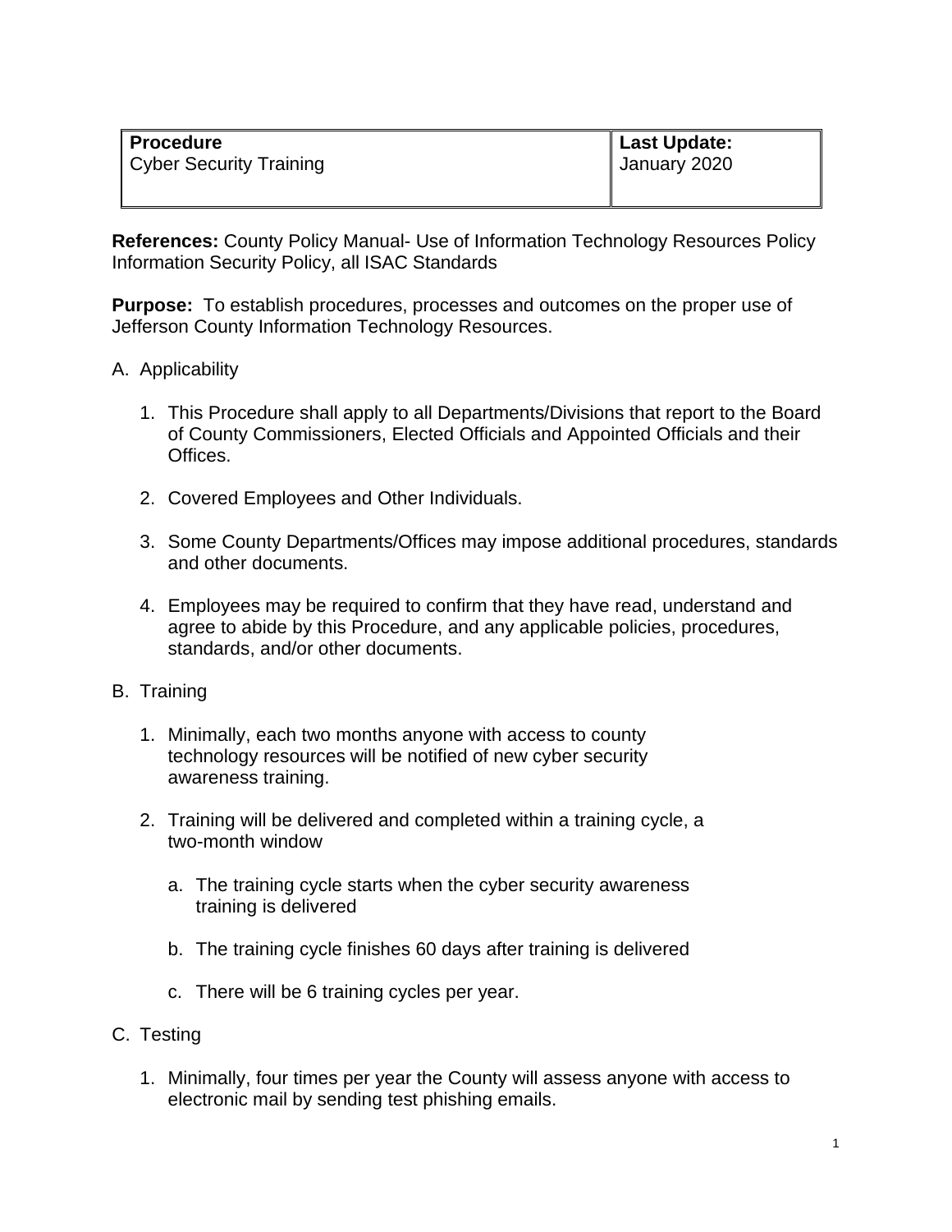| **Procedure**<br>Cyber Security Training | **Last Update:**<br>January 2020 |
|---|---|

**References:** County Policy Manual- Use of Information Technology Resources Policy Information Security Policy, all ISAC Standards

**Purpose:** To establish procedures, processes and outcomes on the proper use of Jefferson County Information Technology Resources.

A. Applicability

1. This Procedure shall apply to all Departments/Divisions that report to the Board of County Commissioners, Elected Officials and Appointed Officials and their Offices.

2. Covered Employees and Other Individuals.

3. Some County Departments/Offices may impose additional procedures, standards and other documents.

4. Employees may be required to confirm that they have read, understand and agree to abide by this Procedure, and any applicable policies, procedures, standards, and/or other documents.

B. Training

1. Minimally, each two months anyone with access to county technology resources will be notified of new cyber security awareness training.

2. Training will be delivered and completed within a training cycle, a two-month window

   a. The training cycle starts when the cyber security awareness training is delivered

   b. The training cycle finishes 60 days after training is delivered

   c. There will be 6 training cycles per year.

C. Testing

1. Minimally, four times per year the County will assess anyone with access to electronic mail by sending test phishing emails.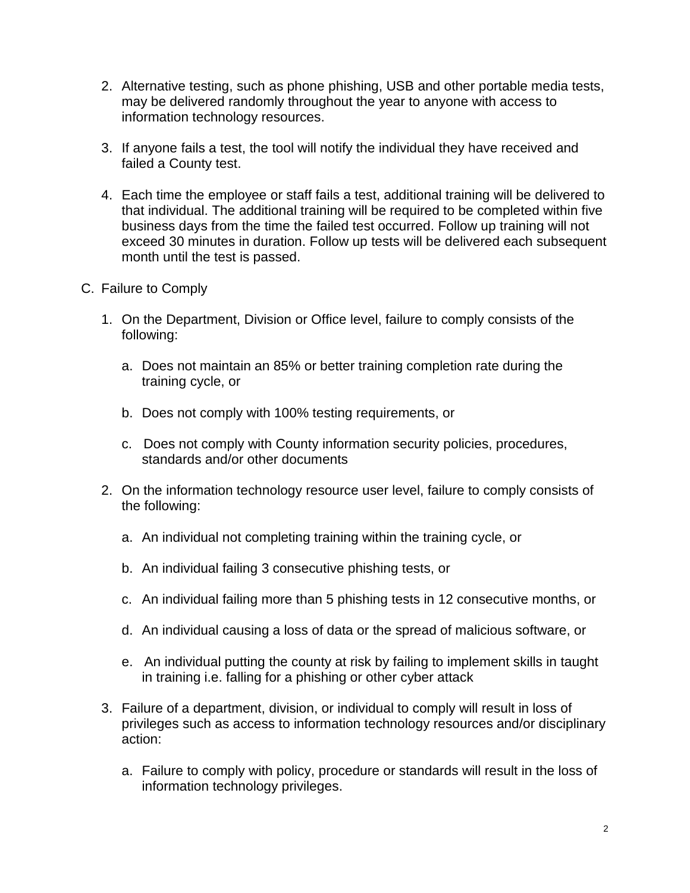2. Alternative testing, such as phone phishing, USB and other portable media tests, may be delivered randomly throughout the year to anyone with access to information technology resources.

3. If anyone fails a test, the tool will notify the individual they have received and failed a County test.

4. Each time the employee or staff fails a test, additional training will be delivered to that individual. The additional training will be required to be completed within five business days from the time the failed test occurred. Follow up training will not exceed 30 minutes in duration. Follow up tests will be delivered each subsequent month until the test is passed.

C. Failure to Comply

1. On the Department, Division or Office level, failure to comply consists of the following:

   a. Does not maintain an 85% or better training completion rate during the training cycle, or

   b. Does not comply with 100% testing requirements, or

   c. Does not comply with County information security policies, procedures, standards and/or other documents

2. On the information technology resource user level, failure to comply consists of the following:

   a. An individual not completing training within the training cycle, or

   b. An individual failing 3 consecutive phishing tests, or

   c. An individual failing more than 5 phishing tests in 12 consecutive months, or

   d. An individual causing a loss of data or the spread of malicious software, or

   e. An individual putting the county at risk by failing to implement skills in taught in training i.e. falling for a phishing or other cyber attack

3. Failure of a department, division, or individual to comply will result in loss of privileges such as access to information technology resources and/or disciplinary action:

   a. Failure to comply with policy, procedure or standards will result in the loss of information technology privileges.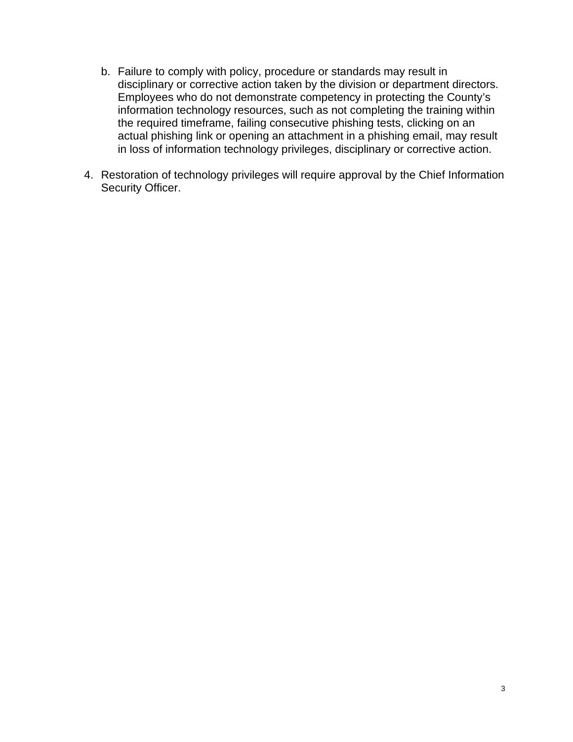b. Failure to comply with policy, procedure or standards may result in disciplinary or corrective action taken by the division or department directors. Employees who do not demonstrate competency in protecting the County's information technology resources, such as not completing the training within the required timeframe, failing consecutive phishing tests, clicking on an actual phishing link or opening an attachment in a phishing email, may result in loss of information technology privileges, disciplinary or corrective action.

4. Restoration of technology privileges will require approval by the Chief Information Security Officer.